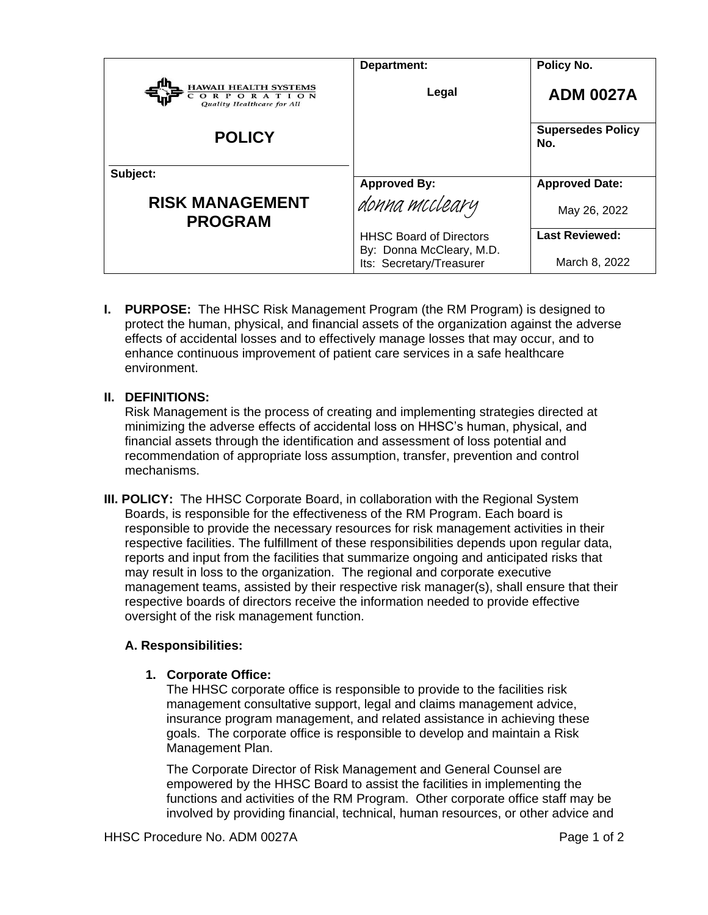| HAWAII HEALTH SYSTEMS CORPORATION *Quality Healthcare for All* | Department: | Policy No. |
|---|---|---|
| **POLICY** | **Legal** | **ADM 0027A** |
| | | **Supersedes Policy No.** |
| **Subject:** | **Approved By:** | **Approved Date:** |
| **RISK MANAGEMENT PROGRAM** | *donna mccleary* | May 26, 2022 |
| | HHSC Board of Directors<br>By: Donna McCleary, M.D.<br>Its: Secretary/Treasurer | **Last Reviewed:**<br>March 8, 2022 |

**I. PURPOSE:** The HHSC Risk Management Program (the RM Program) is designed to protect the human, physical, and financial assets of the organization against the adverse effects of accidental losses and to effectively manage losses that may occur, and to enhance continuous improvement of patient care services in a safe healthcare environment.

**II. DEFINITIONS:**
Risk Management is the process of creating and implementing strategies directed at minimizing the adverse effects of accidental loss on HHSC's human, physical, and financial assets through the identification and assessment of loss potential and recommendation of appropriate loss assumption, transfer, prevention and control mechanisms.

**III. POLICY:** The HHSC Corporate Board, in collaboration with the Regional System Boards, is responsible for the effectiveness of the RM Program. Each board is responsible to provide the necessary resources for risk management activities in their respective facilities. The fulfillment of these responsibilities depends upon regular data, reports and input from the facilities that summarize ongoing and anticipated risks that may result in loss to the organization. The regional and corporate executive management teams, assisted by their respective risk manager(s), shall ensure that their respective boards of directors receive the information needed to provide effective oversight of the risk management function.

**A. Responsibilities:**

1. **Corporate Office:**
   The HHSC corporate office is responsible to provide to the facilities risk management consultative support, legal and claims management advice, insurance program management, and related assistance in achieving these goals. The corporate office is responsible to develop and maintain a Risk Management Plan.

   The Corporate Director of Risk Management and General Counsel are empowered by the HHSC Board to assist the facilities in implementing the functions and activities of the RM Program. Other corporate office staff may be involved by providing financial, technical, human resources, or other advice and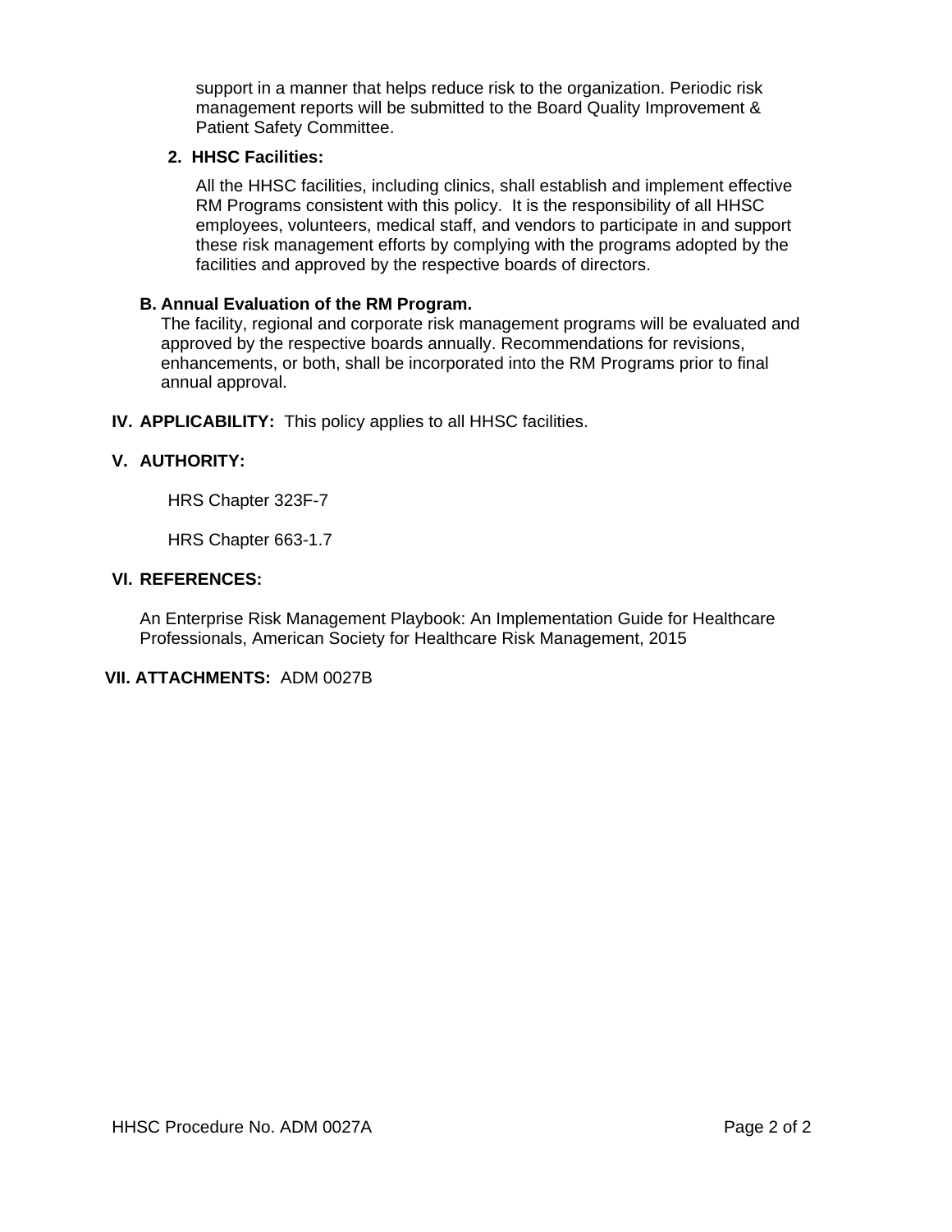support in a manner that helps reduce risk to the organization. Periodic risk management reports will be submitted to the Board Quality Improvement & Patient Safety Committee.

**2. HHSC Facilities:**

All the HHSC facilities, including clinics, shall establish and implement effective RM Programs consistent with this policy. It is the responsibility of all HHSC employees, volunteers, medical staff, and vendors to participate in and support these risk management efforts by complying with the programs adopted by the facilities and approved by the respective boards of directors.

**B. Annual Evaluation of the RM Program.**

The facility, regional and corporate risk management programs will be evaluated and approved by the respective boards annually. Recommendations for revisions, enhancements, or both, shall be incorporated into the RM Programs prior to final annual approval.

**IV. APPLICABILITY:** This policy applies to all HHSC facilities.

**V. AUTHORITY:**

HRS Chapter 323F-7

HRS Chapter 663-1.7

**VI. REFERENCES:**

An Enterprise Risk Management Playbook: An Implementation Guide for Healthcare Professionals, American Society for Healthcare Risk Management, 2015

**VII. ATTACHMENTS:** ADM 0027B

HHSC Procedure No. ADM 0027A